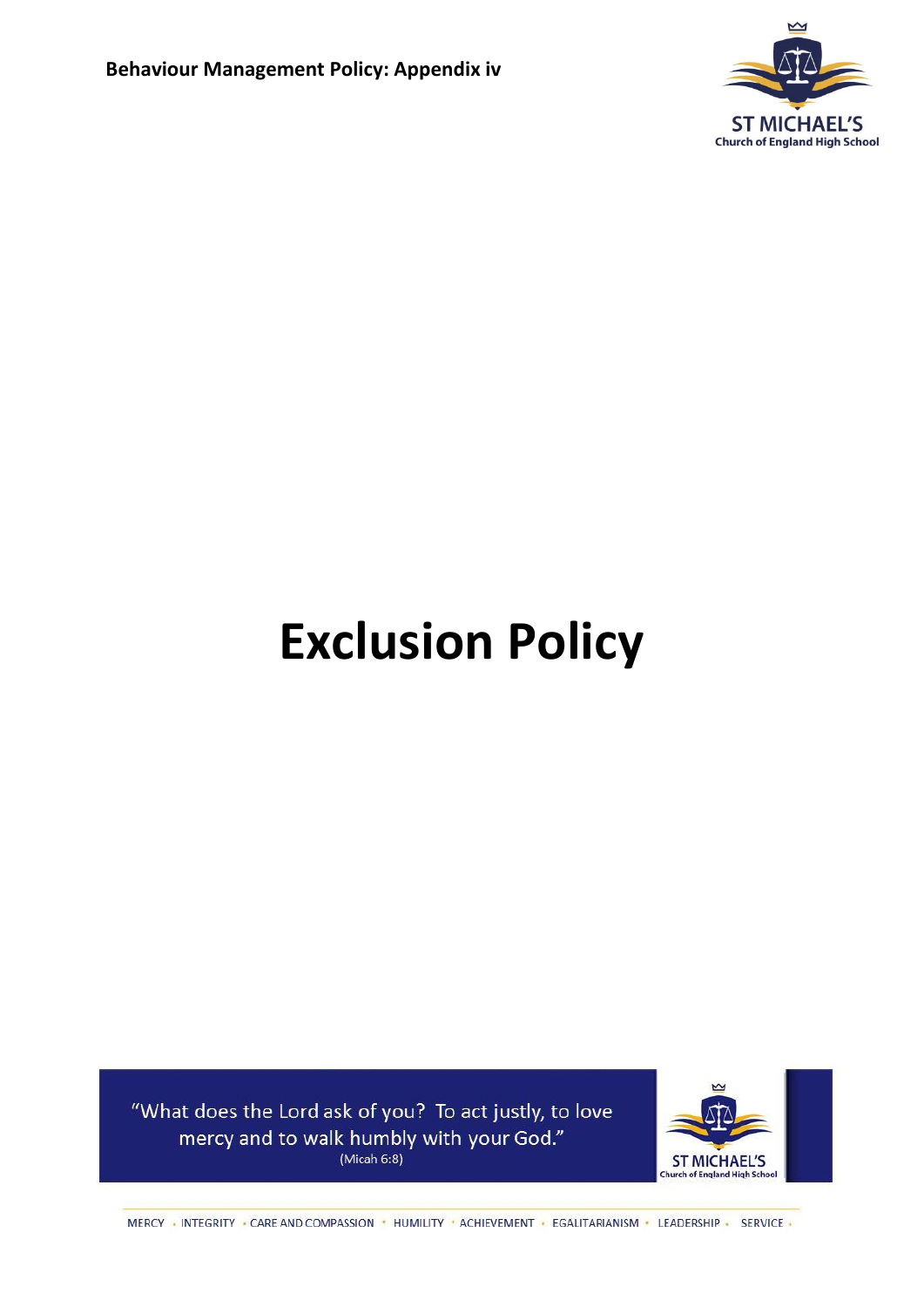Behaviour Management Policy: Appendix iv

ST MICHAEL'S
Church of England High School

# Exclusion Policy

"What does the Lord ask of you? To act justly, to love mercy and to walk humbly with your God."
(Micah 6:8)

ST MICHAEL'S
Church of England High School

MERCY • INTEGRITY • CARE AND COMPASSION • HUMILITY • ACHIEVEMENT • EGALITARIANISM • LEADERSHIP • SERVICE •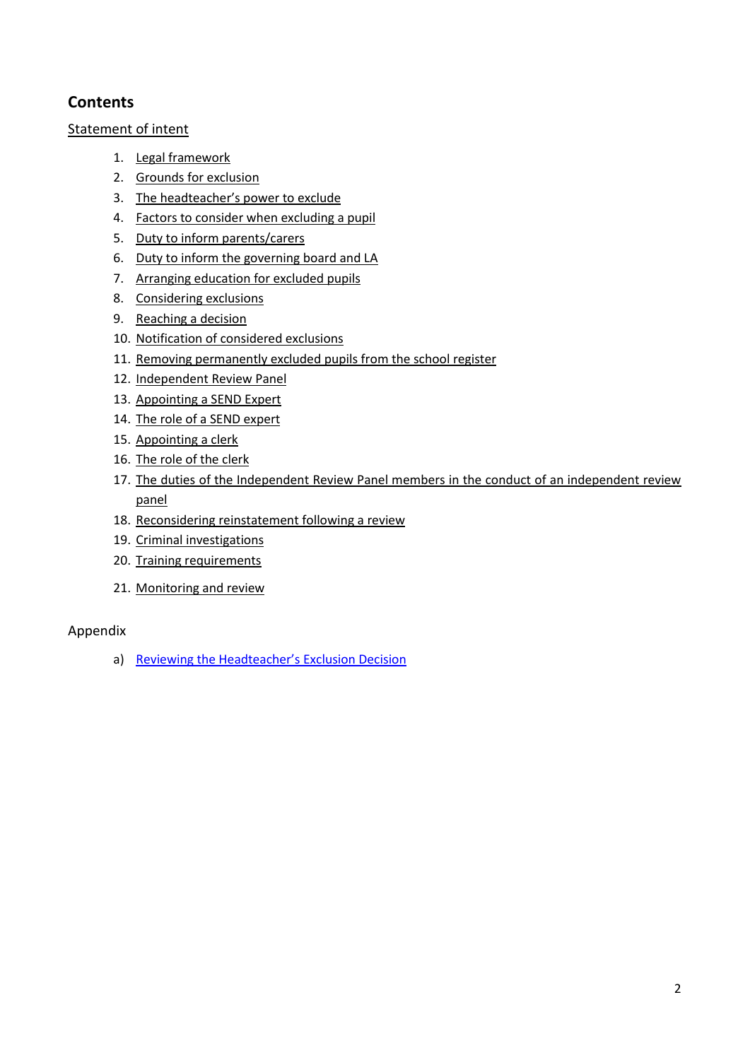## Contents

Statement of intent

1. Legal framework
2. Grounds for exclusion
3. The headteacher's power to exclude
4. Factors to consider when excluding a pupil
5. Duty to inform parents/carers
6. Duty to inform the governing board and LA
7. Arranging education for excluded pupils
8. Considering exclusions
9. Reaching a decision
10. Notification of considered exclusions
11. Removing permanently excluded pupils from the school register
12. Independent Review Panel
13. Appointing a SEND Expert
14. The role of a SEND expert
15. Appointing a clerk
16. The role of the clerk
17. The duties of the Independent Review Panel members in the conduct of an independent review panel
18. Reconsidering reinstatement following a review
19. Criminal investigations
20. Training requirements
21. Monitoring and review

Appendix

a) Reviewing the Headteacher's Exclusion Decision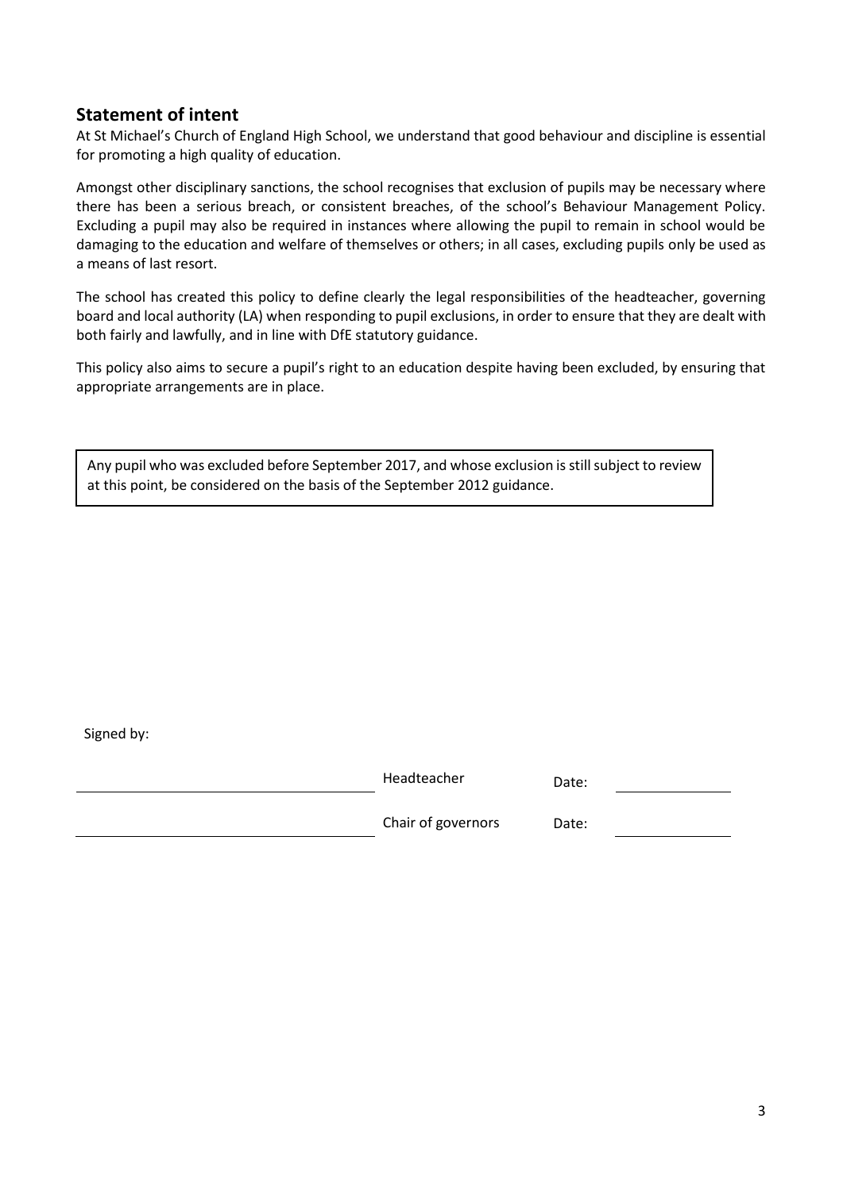## Statement of intent

At St Michael's Church of England High School, we understand that good behaviour and discipline is essential for promoting a high quality of education.

Amongst other disciplinary sanctions, the school recognises that exclusion of pupils may be necessary where there has been a serious breach, or consistent breaches, of the school's Behaviour Management Policy. Excluding a pupil may also be required in instances where allowing the pupil to remain in school would be damaging to the education and welfare of themselves or others; in all cases, excluding pupils only be used as a means of last resort.

The school has created this policy to define clearly the legal responsibilities of the headteacher, governing board and local authority (LA) when responding to pupil exclusions, in order to ensure that they are dealt with both fairly and lawfully, and in line with DfE statutory guidance.

This policy also aims to secure a pupil's right to an education despite having been excluded, by ensuring that appropriate arrangements are in place.

> Any pupil who was excluded before September 2017, and whose exclusion is still subject to review at this point, be considered on the basis of the September 2012 guidance.

Signed by:

| | | | |
|---|---|---|---|
| ______________________ | Headteacher | Date: | __________ |
| ______________________ | Chair of governors | Date: | __________ |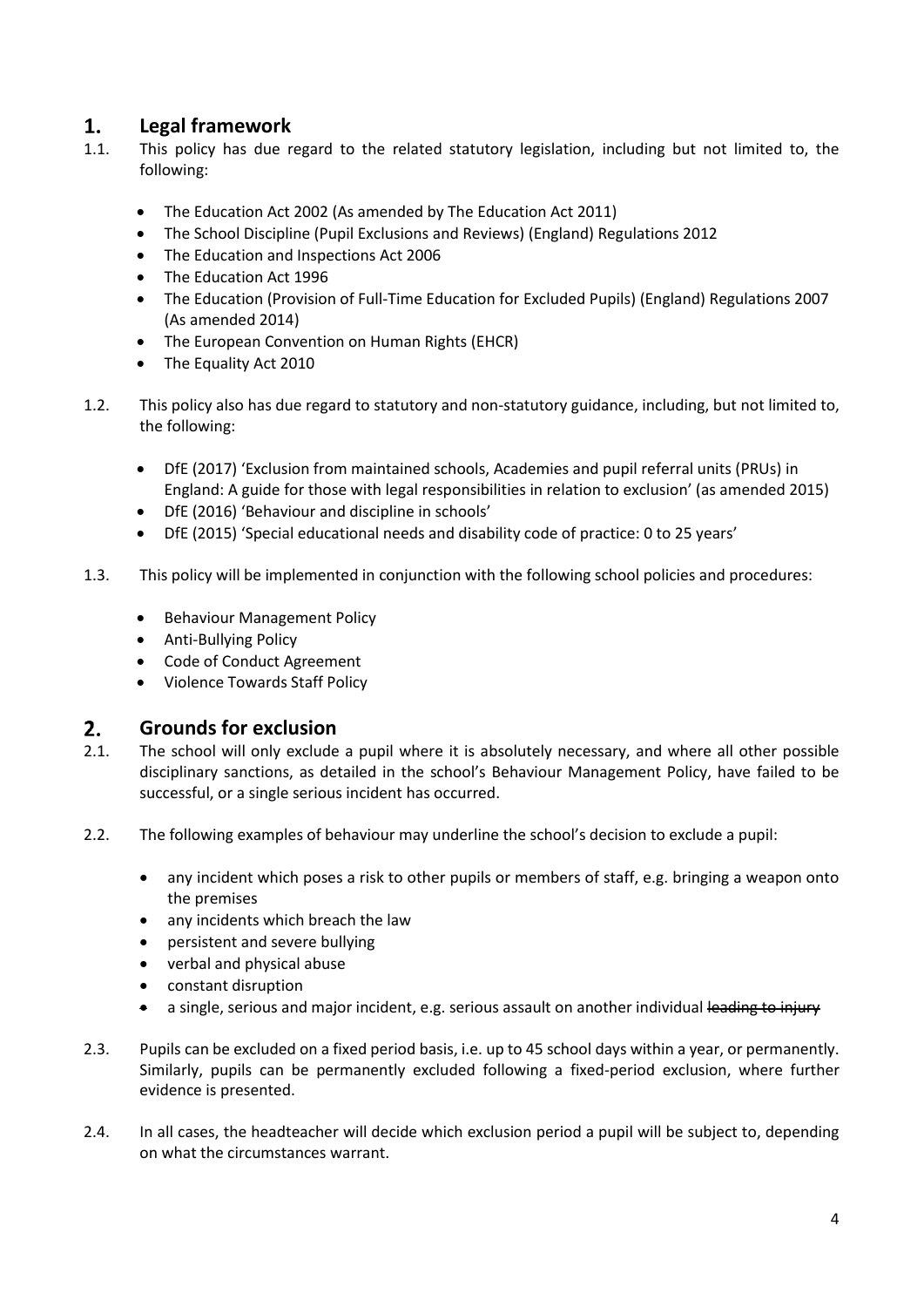## 1. Legal framework

1.1. This policy has due regard to the related statutory legislation, including but not limited to, the following:

- The Education Act 2002 (As amended by The Education Act 2011)
- The School Discipline (Pupil Exclusions and Reviews) (England) Regulations 2012
- The Education and Inspections Act 2006
- The Education Act 1996
- The Education (Provision of Full-Time Education for Excluded Pupils) (England) Regulations 2007 (As amended 2014)
- The European Convention on Human Rights (EHCR)
- The Equality Act 2010

1.2. This policy also has due regard to statutory and non-statutory guidance, including, but not limited to, the following:

- DfE (2017) 'Exclusion from maintained schools, Academies and pupil referral units (PRUs) in England: A guide for those with legal responsibilities in relation to exclusion' (as amended 2015)
- DfE (2016) 'Behaviour and discipline in schools'
- DfE (2015) 'Special educational needs and disability code of practice: 0 to 25 years'

1.3. This policy will be implemented in conjunction with the following school policies and procedures:

- Behaviour Management Policy
- Anti-Bullying Policy
- Code of Conduct Agreement
- Violence Towards Staff Policy

## 2. Grounds for exclusion

2.1. The school will only exclude a pupil where it is absolutely necessary, and where all other possible disciplinary sanctions, as detailed in the school's Behaviour Management Policy, have failed to be successful, or a single serious incident has occurred.

2.2. The following examples of behaviour may underline the school's decision to exclude a pupil:

- any incident which poses a risk to other pupils or members of staff, e.g. bringing a weapon onto the premises
- any incidents which breach the law
- persistent and severe bullying
- verbal and physical abuse
- constant disruption
- a single, serious and major incident, e.g. serious assault on another individual ~~leading to injury~~

2.3. Pupils can be excluded on a fixed period basis, i.e. up to 45 school days within a year, or permanently. Similarly, pupils can be permanently excluded following a fixed-period exclusion, where further evidence is presented.

2.4. In all cases, the headteacher will decide which exclusion period a pupil will be subject to, depending on what the circumstances warrant.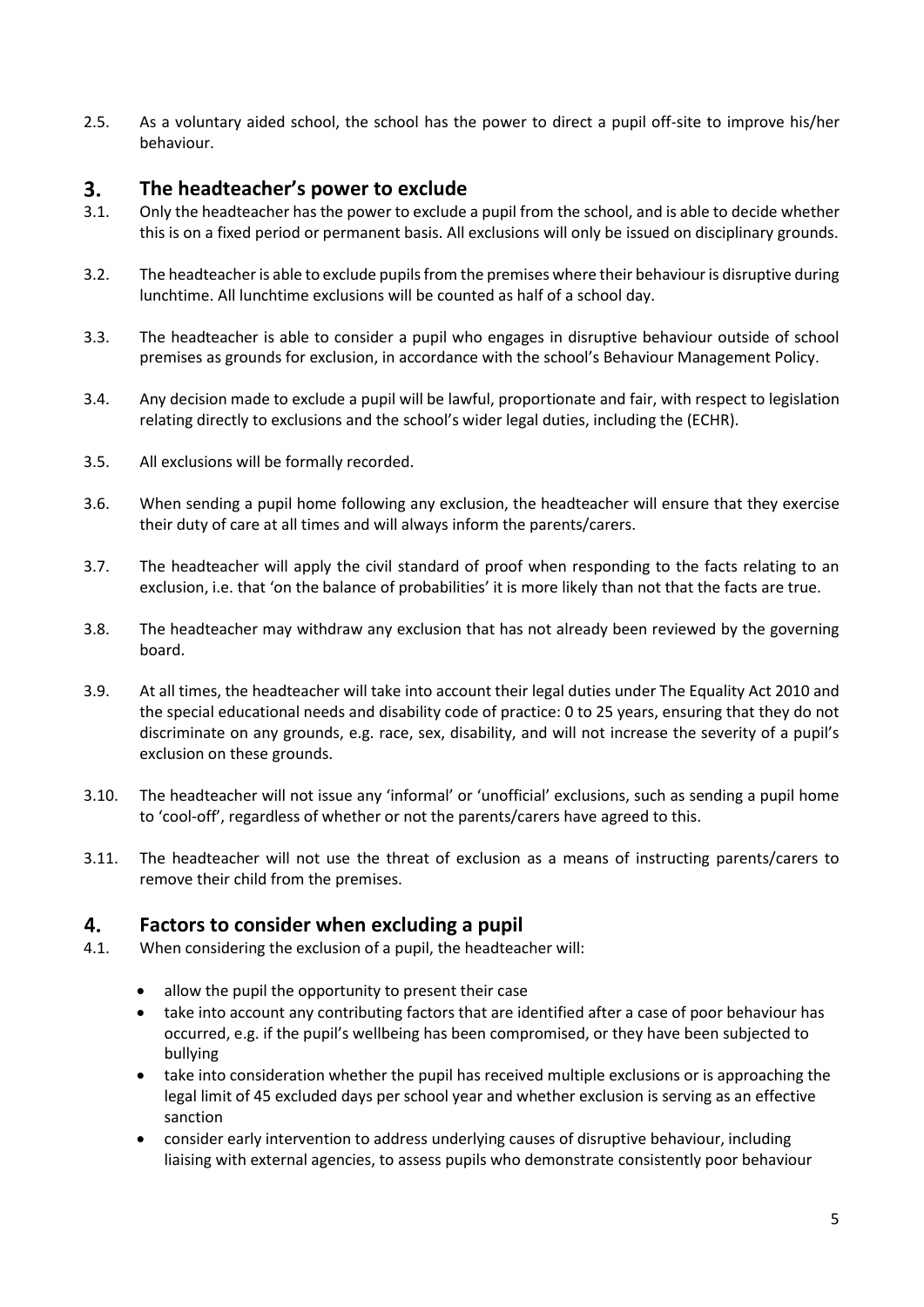2.5. As a voluntary aided school, the school has the power to direct a pupil off-site to improve his/her behaviour.

## 3. The headteacher's power to exclude

3.1. Only the headteacher has the power to exclude a pupil from the school, and is able to decide whether this is on a fixed period or permanent basis. All exclusions will only be issued on disciplinary grounds.

3.2. The headteacher is able to exclude pupils from the premises where their behaviour is disruptive during lunchtime. All lunchtime exclusions will be counted as half of a school day.

3.3. The headteacher is able to consider a pupil who engages in disruptive behaviour outside of school premises as grounds for exclusion, in accordance with the school's Behaviour Management Policy.

3.4. Any decision made to exclude a pupil will be lawful, proportionate and fair, with respect to legislation relating directly to exclusions and the school's wider legal duties, including the (ECHR).

3.5. All exclusions will be formally recorded.

3.6. When sending a pupil home following any exclusion, the headteacher will ensure that they exercise their duty of care at all times and will always inform the parents/carers.

3.7. The headteacher will apply the civil standard of proof when responding to the facts relating to an exclusion, i.e. that 'on the balance of probabilities' it is more likely than not that the facts are true.

3.8. The headteacher may withdraw any exclusion that has not already been reviewed by the governing board.

3.9. At all times, the headteacher will take into account their legal duties under The Equality Act 2010 and the special educational needs and disability code of practice: 0 to 25 years, ensuring that they do not discriminate on any grounds, e.g. race, sex, disability, and will not increase the severity of a pupil's exclusion on these grounds.

3.10. The headteacher will not issue any 'informal' or 'unofficial' exclusions, such as sending a pupil home to 'cool-off', regardless of whether or not the parents/carers have agreed to this.

3.11. The headteacher will not use the threat of exclusion as a means of instructing parents/carers to remove their child from the premises.

## 4. Factors to consider when excluding a pupil

4.1. When considering the exclusion of a pupil, the headteacher will:

- allow the pupil the opportunity to present their case
- take into account any contributing factors that are identified after a case of poor behaviour has occurred, e.g. if the pupil's wellbeing has been compromised, or they have been subjected to bullying
- take into consideration whether the pupil has received multiple exclusions or is approaching the legal limit of 45 excluded days per school year and whether exclusion is serving as an effective sanction
- consider early intervention to address underlying causes of disruptive behaviour, including liaising with external agencies, to assess pupils who demonstrate consistently poor behaviour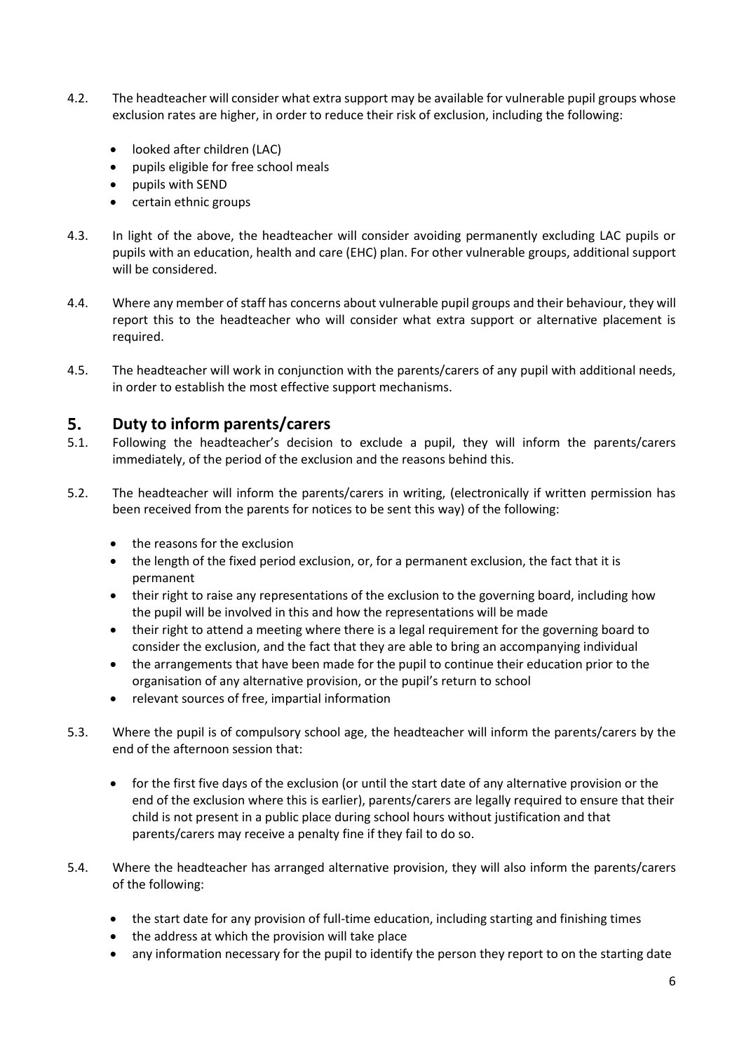4.2. The headteacher will consider what extra support may be available for vulnerable pupil groups whose exclusion rates are higher, in order to reduce their risk of exclusion, including the following:

- looked after children (LAC)
- pupils eligible for free school meals
- pupils with SEND
- certain ethnic groups

4.3. In light of the above, the headteacher will consider avoiding permanently excluding LAC pupils or pupils with an education, health and care (EHC) plan. For other vulnerable groups, additional support will be considered.

4.4. Where any member of staff has concerns about vulnerable pupil groups and their behaviour, they will report this to the headteacher who will consider what extra support or alternative placement is required.

4.5. The headteacher will work in conjunction with the parents/carers of any pupil with additional needs, in order to establish the most effective support mechanisms.

## 5. Duty to inform parents/carers

5.1. Following the headteacher's decision to exclude a pupil, they will inform the parents/carers immediately, of the period of the exclusion and the reasons behind this.

5.2. The headteacher will inform the parents/carers in writing, (electronically if written permission has been received from the parents for notices to be sent this way) of the following:

- the reasons for the exclusion
- the length of the fixed period exclusion, or, for a permanent exclusion, the fact that it is permanent
- their right to raise any representations of the exclusion to the governing board, including how the pupil will be involved in this and how the representations will be made
- their right to attend a meeting where there is a legal requirement for the governing board to consider the exclusion, and the fact that they are able to bring an accompanying individual
- the arrangements that have been made for the pupil to continue their education prior to the organisation of any alternative provision, or the pupil's return to school
- relevant sources of free, impartial information

5.3. Where the pupil is of compulsory school age, the headteacher will inform the parents/carers by the end of the afternoon session that:

- for the first five days of the exclusion (or until the start date of any alternative provision or the end of the exclusion where this is earlier), parents/carers are legally required to ensure that their child is not present in a public place during school hours without justification and that parents/carers may receive a penalty fine if they fail to do so.

5.4. Where the headteacher has arranged alternative provision, they will also inform the parents/carers of the following:

- the start date for any provision of full-time education, including starting and finishing times
- the address at which the provision will take place
- any information necessary for the pupil to identify the person they report to on the starting date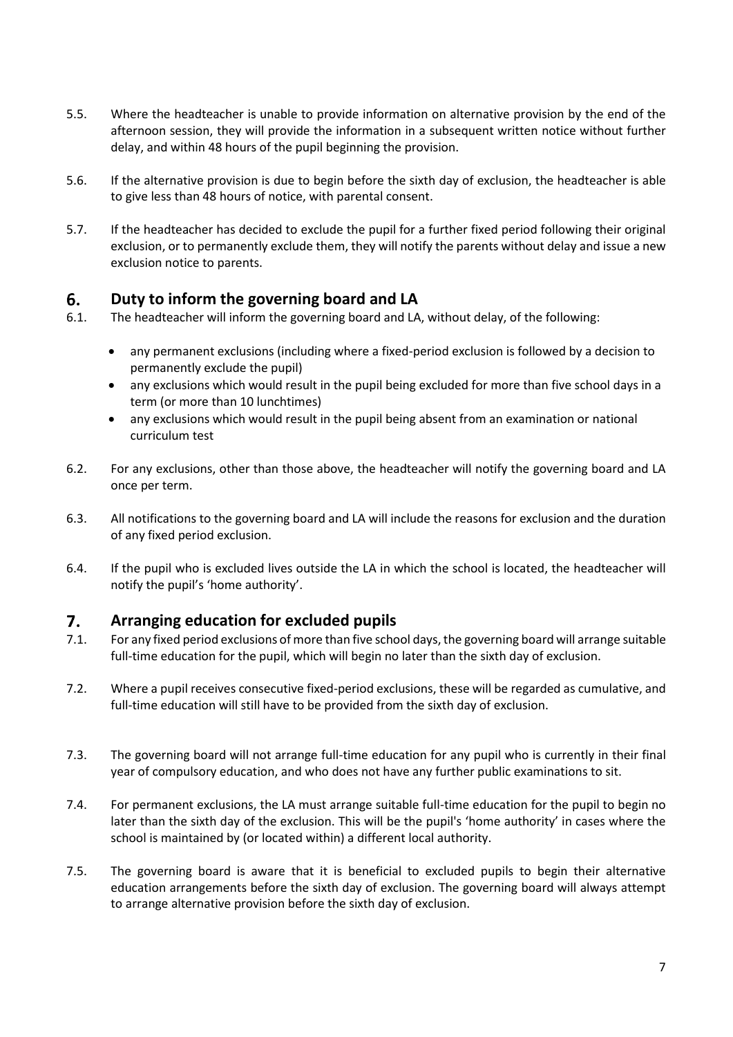5.5. Where the headteacher is unable to provide information on alternative provision by the end of the afternoon session, they will provide the information in a subsequent written notice without further delay, and within 48 hours of the pupil beginning the provision.

5.6. If the alternative provision is due to begin before the sixth day of exclusion, the headteacher is able to give less than 48 hours of notice, with parental consent.

5.7. If the headteacher has decided to exclude the pupil for a further fixed period following their original exclusion, or to permanently exclude them, they will notify the parents without delay and issue a new exclusion notice to parents.

## 6. Duty to inform the governing board and LA

6.1. The headteacher will inform the governing board and LA, without delay, of the following:

- any permanent exclusions (including where a fixed-period exclusion is followed by a decision to permanently exclude the pupil)
- any exclusions which would result in the pupil being excluded for more than five school days in a term (or more than 10 lunchtimes)
- any exclusions which would result in the pupil being absent from an examination or national curriculum test

6.2. For any exclusions, other than those above, the headteacher will notify the governing board and LA once per term.

6.3. All notifications to the governing board and LA will include the reasons for exclusion and the duration of any fixed period exclusion.

6.4. If the pupil who is excluded lives outside the LA in which the school is located, the headteacher will notify the pupil's 'home authority'.

## 7. Arranging education for excluded pupils

7.1. For any fixed period exclusions of more than five school days, the governing board will arrange suitable full-time education for the pupil, which will begin no later than the sixth day of exclusion.

7.2. Where a pupil receives consecutive fixed-period exclusions, these will be regarded as cumulative, and full-time education will still have to be provided from the sixth day of exclusion.

7.3. The governing board will not arrange full-time education for any pupil who is currently in their final year of compulsory education, and who does not have any further public examinations to sit.

7.4. For permanent exclusions, the LA must arrange suitable full-time education for the pupil to begin no later than the sixth day of the exclusion. This will be the pupil's 'home authority' in cases where the school is maintained by (or located within) a different local authority.

7.5. The governing board is aware that it is beneficial to excluded pupils to begin their alternative education arrangements before the sixth day of exclusion. The governing board will always attempt to arrange alternative provision before the sixth day of exclusion.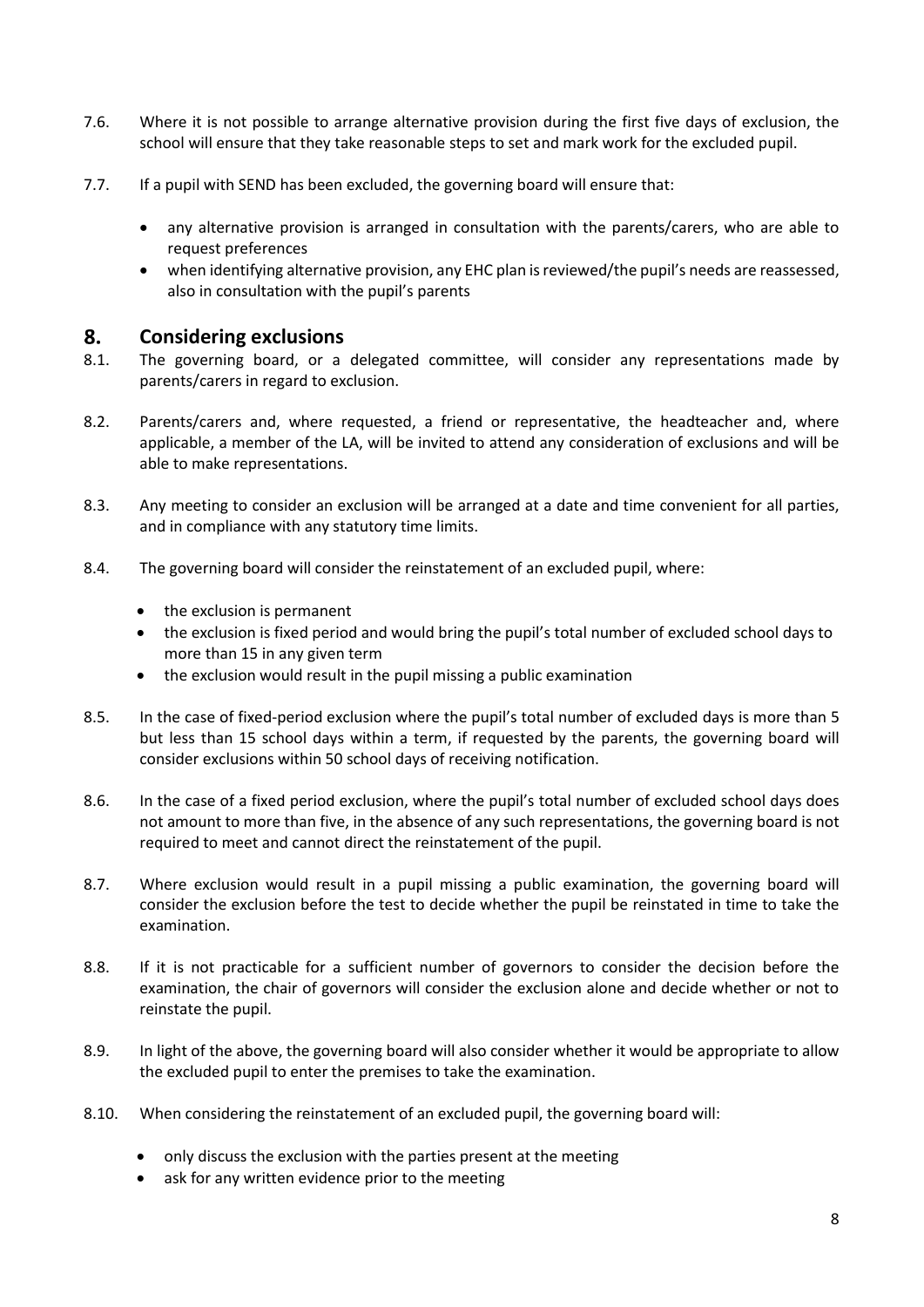7.6. Where it is not possible to arrange alternative provision during the first five days of exclusion, the school will ensure that they take reasonable steps to set and mark work for the excluded pupil.

7.7. If a pupil with SEND has been excluded, the governing board will ensure that:

- any alternative provision is arranged in consultation with the parents/carers, who are able to request preferences
- when identifying alternative provision, any EHC plan is reviewed/the pupil's needs are reassessed, also in consultation with the pupil's parents

## 8. Considering exclusions

8.1. The governing board, or a delegated committee, will consider any representations made by parents/carers in regard to exclusion.

8.2. Parents/carers and, where requested, a friend or representative, the headteacher and, where applicable, a member of the LA, will be invited to attend any consideration of exclusions and will be able to make representations.

8.3. Any meeting to consider an exclusion will be arranged at a date and time convenient for all parties, and in compliance with any statutory time limits.

8.4. The governing board will consider the reinstatement of an excluded pupil, where:

- the exclusion is permanent
- the exclusion is fixed period and would bring the pupil's total number of excluded school days to more than 15 in any given term
- the exclusion would result in the pupil missing a public examination

8.5. In the case of fixed-period exclusion where the pupil's total number of excluded days is more than 5 but less than 15 school days within a term, if requested by the parents, the governing board will consider exclusions within 50 school days of receiving notification.

8.6. In the case of a fixed period exclusion, where the pupil's total number of excluded school days does not amount to more than five, in the absence of any such representations, the governing board is not required to meet and cannot direct the reinstatement of the pupil.

8.7. Where exclusion would result in a pupil missing a public examination, the governing board will consider the exclusion before the test to decide whether the pupil be reinstated in time to take the examination.

8.8. If it is not practicable for a sufficient number of governors to consider the decision before the examination, the chair of governors will consider the exclusion alone and decide whether or not to reinstate the pupil.

8.9. In light of the above, the governing board will also consider whether it would be appropriate to allow the excluded pupil to enter the premises to take the examination.

8.10. When considering the reinstatement of an excluded pupil, the governing board will:

- only discuss the exclusion with the parties present at the meeting
- ask for any written evidence prior to the meeting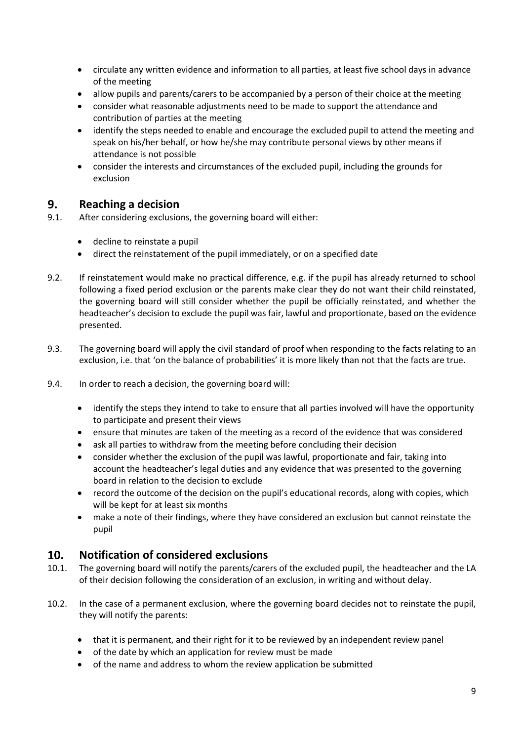- circulate any written evidence and information to all parties, at least five school days in advance of the meeting
- allow pupils and parents/carers to be accompanied by a person of their choice at the meeting
- consider what reasonable adjustments need to be made to support the attendance and contribution of parties at the meeting
- identify the steps needed to enable and encourage the excluded pupil to attend the meeting and speak on his/her behalf, or how he/she may contribute personal views by other means if attendance is not possible
- consider the interests and circumstances of the excluded pupil, including the grounds for exclusion

## 9. Reaching a decision

9.1. After considering exclusions, the governing board will either:

- decline to reinstate a pupil
- direct the reinstatement of the pupil immediately, or on a specified date

9.2. If reinstatement would make no practical difference, e.g. if the pupil has already returned to school following a fixed period exclusion or the parents make clear they do not want their child reinstated, the governing board will still consider whether the pupil be officially reinstated, and whether the headteacher's decision to exclude the pupil was fair, lawful and proportionate, based on the evidence presented.

9.3. The governing board will apply the civil standard of proof when responding to the facts relating to an exclusion, i.e. that 'on the balance of probabilities' it is more likely than not that the facts are true.

9.4. In order to reach a decision, the governing board will:

- identify the steps they intend to take to ensure that all parties involved will have the opportunity to participate and present their views
- ensure that minutes are taken of the meeting as a record of the evidence that was considered
- ask all parties to withdraw from the meeting before concluding their decision
- consider whether the exclusion of the pupil was lawful, proportionate and fair, taking into account the headteacher's legal duties and any evidence that was presented to the governing board in relation to the decision to exclude
- record the outcome of the decision on the pupil's educational records, along with copies, which will be kept for at least six months
- make a note of their findings, where they have considered an exclusion but cannot reinstate the pupil

## 10. Notification of considered exclusions

10.1. The governing board will notify the parents/carers of the excluded pupil, the headteacher and the LA of their decision following the consideration of an exclusion, in writing and without delay.

10.2. In the case of a permanent exclusion, where the governing board decides not to reinstate the pupil, they will notify the parents:

- that it is permanent, and their right for it to be reviewed by an independent review panel
- of the date by which an application for review must be made
- of the name and address to whom the review application be submitted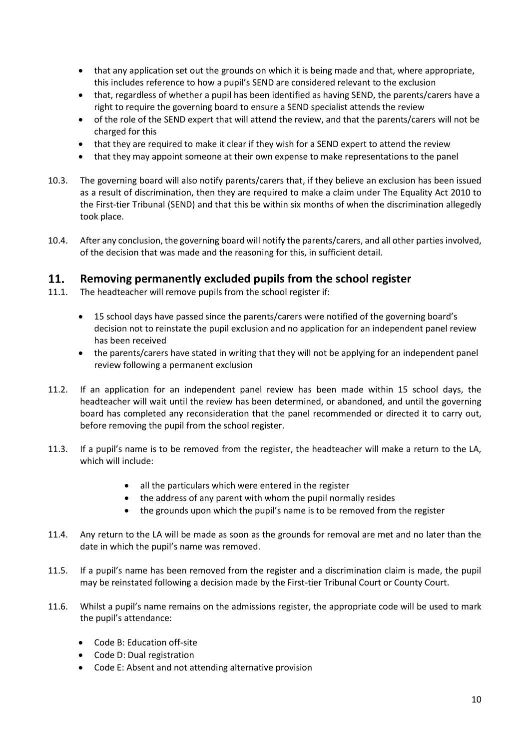- that any application set out the grounds on which it is being made and that, where appropriate, this includes reference to how a pupil's SEND are considered relevant to the exclusion
- that, regardless of whether a pupil has been identified as having SEND, the parents/carers have a right to require the governing board to ensure a SEND specialist attends the review
- of the role of the SEND expert that will attend the review, and that the parents/carers will not be charged for this
- that they are required to make it clear if they wish for a SEND expert to attend the review
- that they may appoint someone at their own expense to make representations to the panel

10.3. The governing board will also notify parents/carers that, if they believe an exclusion has been issued as a result of discrimination, then they are required to make a claim under The Equality Act 2010 to the First-tier Tribunal (SEND) and that this be within six months of when the discrimination allegedly took place.

10.4. After any conclusion, the governing board will notify the parents/carers, and all other parties involved, of the decision that was made and the reasoning for this, in sufficient detail.

## 11. Removing permanently excluded pupils from the school register

11.1. The headteacher will remove pupils from the school register if:

- 15 school days have passed since the parents/carers were notified of the governing board's decision not to reinstate the pupil exclusion and no application for an independent panel review has been received
- the parents/carers have stated in writing that they will not be applying for an independent panel review following a permanent exclusion

11.2. If an application for an independent panel review has been made within 15 school days, the headteacher will wait until the review has been determined, or abandoned, and until the governing board has completed any reconsideration that the panel recommended or directed it to carry out, before removing the pupil from the school register.

11.3. If a pupil's name is to be removed from the register, the headteacher will make a return to the LA, which will include:

- all the particulars which were entered in the register
- the address of any parent with whom the pupil normally resides
- the grounds upon which the pupil's name is to be removed from the register

11.4. Any return to the LA will be made as soon as the grounds for removal are met and no later than the date in which the pupil's name was removed.

11.5. If a pupil's name has been removed from the register and a discrimination claim is made, the pupil may be reinstated following a decision made by the First-tier Tribunal Court or County Court.

11.6. Whilst a pupil's name remains on the admissions register, the appropriate code will be used to mark the pupil's attendance:

- Code B: Education off-site
- Code D: Dual registration
- Code E: Absent and not attending alternative provision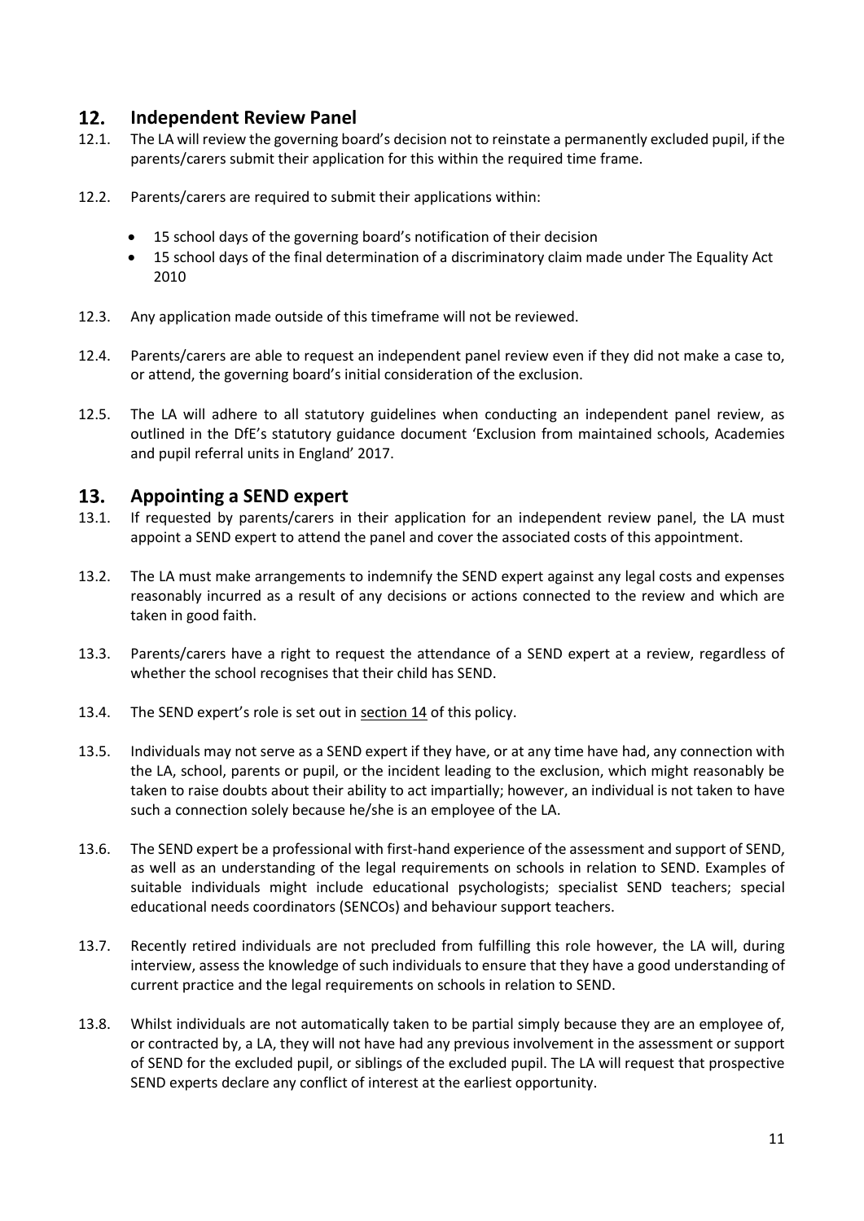## 12. Independent Review Panel

12.1. The LA will review the governing board's decision not to reinstate a permanently excluded pupil, if the parents/carers submit their application for this within the required time frame.

12.2. Parents/carers are required to submit their applications within:

- 15 school days of the governing board's notification of their decision
- 15 school days of the final determination of a discriminatory claim made under The Equality Act 2010

12.3. Any application made outside of this timeframe will not be reviewed.

12.4. Parents/carers are able to request an independent panel review even if they did not make a case to, or attend, the governing board's initial consideration of the exclusion.

12.5. The LA will adhere to all statutory guidelines when conducting an independent panel review, as outlined in the DfE's statutory guidance document 'Exclusion from maintained schools, Academies and pupil referral units in England' 2017.

## 13. Appointing a SEND expert

13.1. If requested by parents/carers in their application for an independent review panel, the LA must appoint a SEND expert to attend the panel and cover the associated costs of this appointment.

13.2. The LA must make arrangements to indemnify the SEND expert against any legal costs and expenses reasonably incurred as a result of any decisions or actions connected to the review and which are taken in good faith.

13.3. Parents/carers have a right to request the attendance of a SEND expert at a review, regardless of whether the school recognises that their child has SEND.

13.4. The SEND expert's role is set out in section 14 of this policy.

13.5. Individuals may not serve as a SEND expert if they have, or at any time have had, any connection with the LA, school, parents or pupil, or the incident leading to the exclusion, which might reasonably be taken to raise doubts about their ability to act impartially; however, an individual is not taken to have such a connection solely because he/she is an employee of the LA.

13.6. The SEND expert be a professional with first-hand experience of the assessment and support of SEND, as well as an understanding of the legal requirements on schools in relation to SEND. Examples of suitable individuals might include educational psychologists; specialist SEND teachers; special educational needs coordinators (SENCOs) and behaviour support teachers.

13.7. Recently retired individuals are not precluded from fulfilling this role however, the LA will, during interview, assess the knowledge of such individuals to ensure that they have a good understanding of current practice and the legal requirements on schools in relation to SEND.

13.8. Whilst individuals are not automatically taken to be partial simply because they are an employee of, or contracted by, a LA, they will not have had any previous involvement in the assessment or support of SEND for the excluded pupil, or siblings of the excluded pupil. The LA will request that prospective SEND experts declare any conflict of interest at the earliest opportunity.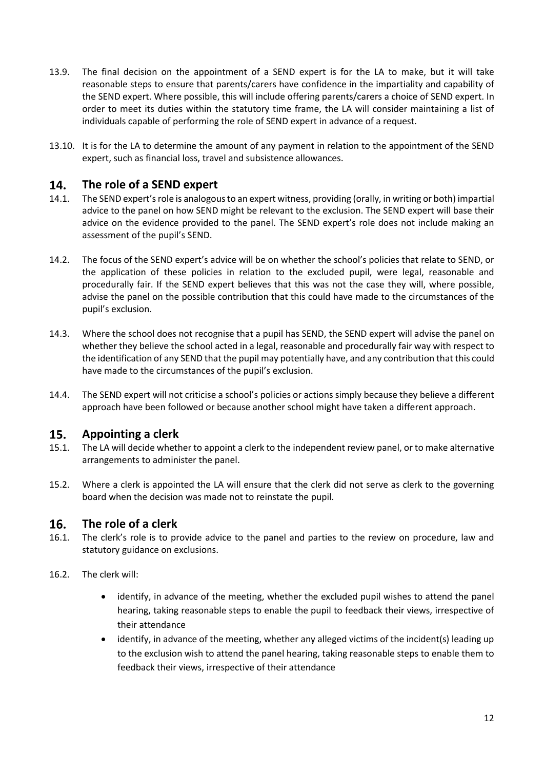13.9. The final decision on the appointment of a SEND expert is for the LA to make, but it will take reasonable steps to ensure that parents/carers have confidence in the impartiality and capability of the SEND expert. Where possible, this will include offering parents/carers a choice of SEND expert. In order to meet its duties within the statutory time frame, the LA will consider maintaining a list of individuals capable of performing the role of SEND expert in advance of a request.

13.10. It is for the LA to determine the amount of any payment in relation to the appointment of the SEND expert, such as financial loss, travel and subsistence allowances.

## 14. The role of a SEND expert

14.1. The SEND expert's role is analogous to an expert witness, providing (orally, in writing or both) impartial advice to the panel on how SEND might be relevant to the exclusion. The SEND expert will base their advice on the evidence provided to the panel. The SEND expert's role does not include making an assessment of the pupil's SEND.

14.2. The focus of the SEND expert's advice will be on whether the school's policies that relate to SEND, or the application of these policies in relation to the excluded pupil, were legal, reasonable and procedurally fair. If the SEND expert believes that this was not the case they will, where possible, advise the panel on the possible contribution that this could have made to the circumstances of the pupil's exclusion.

14.3. Where the school does not recognise that a pupil has SEND, the SEND expert will advise the panel on whether they believe the school acted in a legal, reasonable and procedurally fair way with respect to the identification of any SEND that the pupil may potentially have, and any contribution that this could have made to the circumstances of the pupil's exclusion.

14.4. The SEND expert will not criticise a school's policies or actions simply because they believe a different approach have been followed or because another school might have taken a different approach.

## 15. Appointing a clerk

15.1. The LA will decide whether to appoint a clerk to the independent review panel, or to make alternative arrangements to administer the panel.

15.2. Where a clerk is appointed the LA will ensure that the clerk did not serve as clerk to the governing board when the decision was made not to reinstate the pupil.

## 16. The role of a clerk

16.1. The clerk's role is to provide advice to the panel and parties to the review on procedure, law and statutory guidance on exclusions.

16.2. The clerk will:

- identify, in advance of the meeting, whether the excluded pupil wishes to attend the panel hearing, taking reasonable steps to enable the pupil to feedback their views, irrespective of their attendance
- identify, in advance of the meeting, whether any alleged victims of the incident(s) leading up to the exclusion wish to attend the panel hearing, taking reasonable steps to enable them to feedback their views, irrespective of their attendance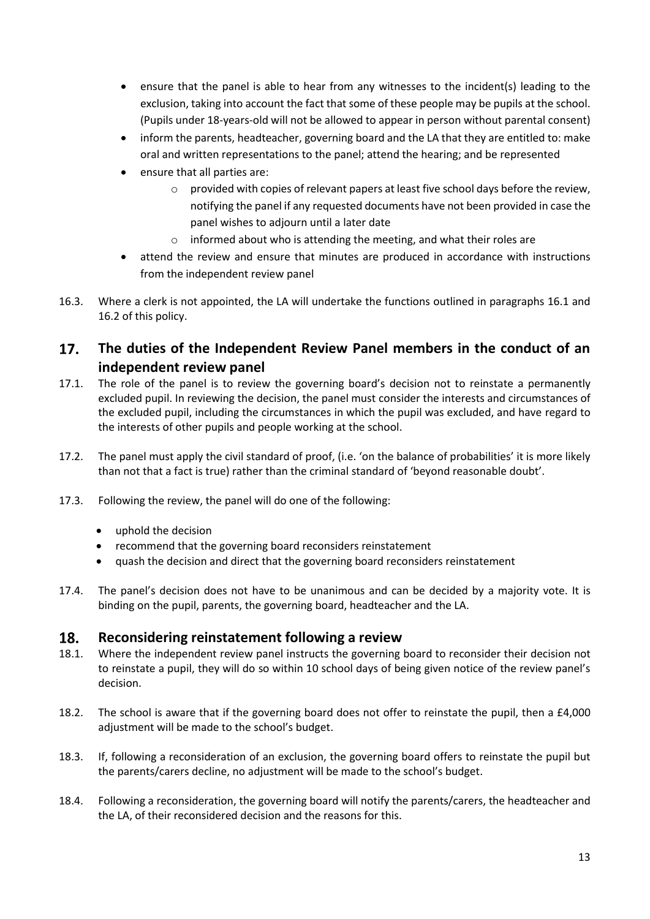- ensure that the panel is able to hear from any witnesses to the incident(s) leading to the exclusion, taking into account the fact that some of these people may be pupils at the school. (Pupils under 18-years-old will not be allowed to appear in person without parental consent)
- inform the parents, headteacher, governing board and the LA that they are entitled to: make oral and written representations to the panel; attend the hearing; and be represented
- ensure that all parties are:
  - provided with copies of relevant papers at least five school days before the review, notifying the panel if any requested documents have not been provided in case the panel wishes to adjourn until a later date
  - informed about who is attending the meeting, and what their roles are
- attend the review and ensure that minutes are produced in accordance with instructions from the independent review panel

16.3. Where a clerk is not appointed, the LA will undertake the functions outlined in paragraphs 16.1 and 16.2 of this policy.

## 17. The duties of the Independent Review Panel members in the conduct of an independent review panel

17.1. The role of the panel is to review the governing board's decision not to reinstate a permanently excluded pupil. In reviewing the decision, the panel must consider the interests and circumstances of the excluded pupil, including the circumstances in which the pupil was excluded, and have regard to the interests of other pupils and people working at the school.

17.2. The panel must apply the civil standard of proof, (i.e. 'on the balance of probabilities' it is more likely than not that a fact is true) rather than the criminal standard of 'beyond reasonable doubt'.

17.3. Following the review, the panel will do one of the following:

- uphold the decision
- recommend that the governing board reconsiders reinstatement
- quash the decision and direct that the governing board reconsiders reinstatement

17.4. The panel's decision does not have to be unanimous and can be decided by a majority vote. It is binding on the pupil, parents, the governing board, headteacher and the LA.

## 18. Reconsidering reinstatement following a review

18.1. Where the independent review panel instructs the governing board to reconsider their decision not to reinstate a pupil, they will do so within 10 school days of being given notice of the review panel's decision.

18.2. The school is aware that if the governing board does not offer to reinstate the pupil, then a £4,000 adjustment will be made to the school's budget.

18.3. If, following a reconsideration of an exclusion, the governing board offers to reinstate the pupil but the parents/carers decline, no adjustment will be made to the school's budget.

18.4. Following a reconsideration, the governing board will notify the parents/carers, the headteacher and the LA, of their reconsidered decision and the reasons for this.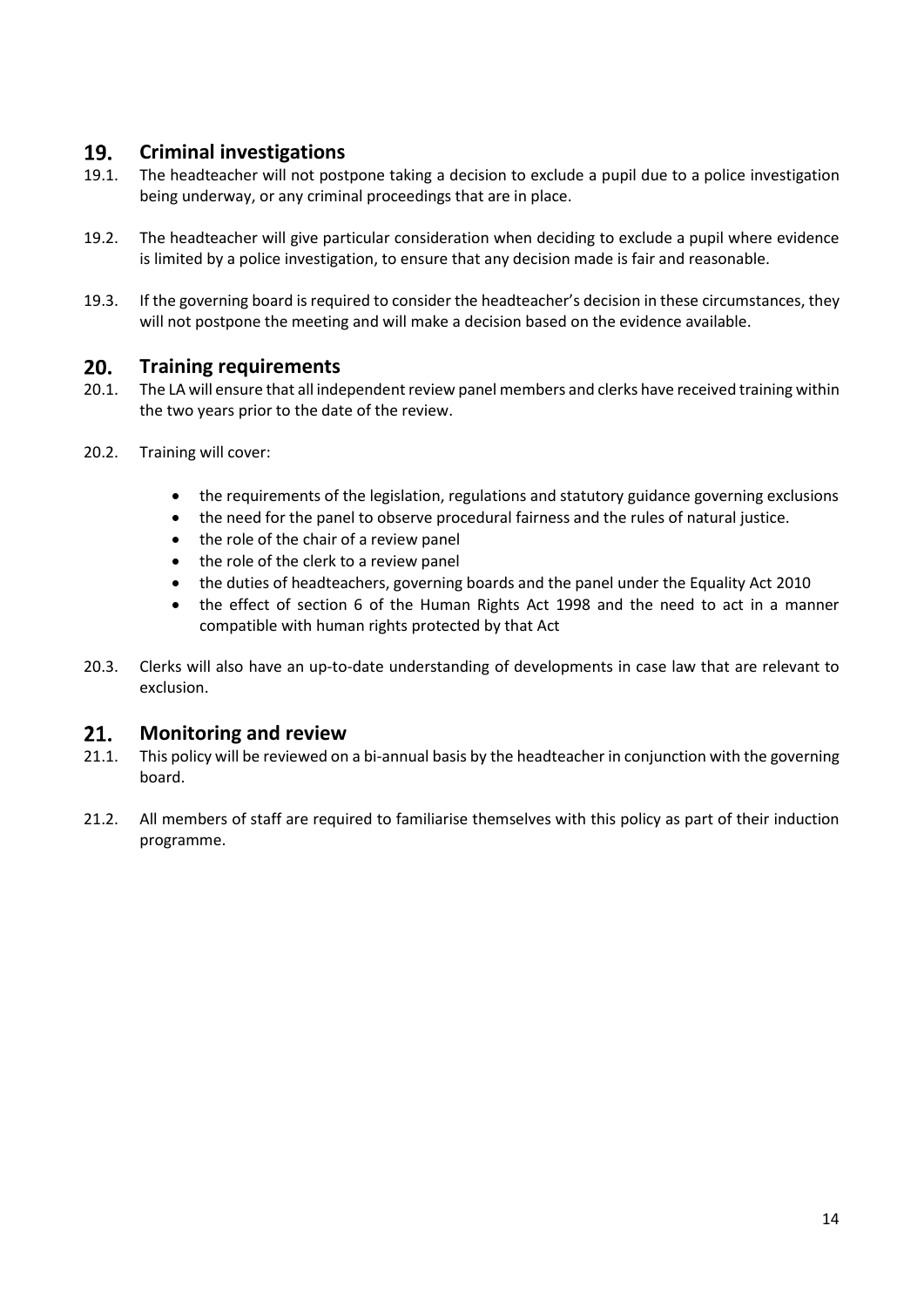## 19. Criminal investigations

19.1. The headteacher will not postpone taking a decision to exclude a pupil due to a police investigation being underway, or any criminal proceedings that are in place.

19.2. The headteacher will give particular consideration when deciding to exclude a pupil where evidence is limited by a police investigation, to ensure that any decision made is fair and reasonable.

19.3. If the governing board is required to consider the headteacher's decision in these circumstances, they will not postpone the meeting and will make a decision based on the evidence available.

## 20. Training requirements

20.1. The LA will ensure that all independent review panel members and clerks have received training within the two years prior to the date of the review.

20.2. Training will cover:

- the requirements of the legislation, regulations and statutory guidance governing exclusions
- the need for the panel to observe procedural fairness and the rules of natural justice.
- the role of the chair of a review panel
- the role of the clerk to a review panel
- the duties of headteachers, governing boards and the panel under the Equality Act 2010
- the effect of section 6 of the Human Rights Act 1998 and the need to act in a manner compatible with human rights protected by that Act

20.3. Clerks will also have an up-to-date understanding of developments in case law that are relevant to exclusion.

## 21. Monitoring and review

21.1. This policy will be reviewed on a bi-annual basis by the headteacher in conjunction with the governing board.

21.2. All members of staff are required to familiarise themselves with this policy as part of their induction programme.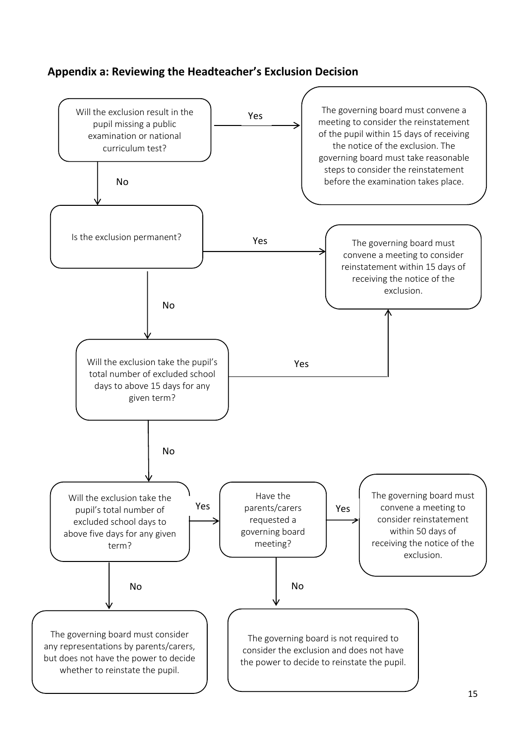## Appendix a: Reviewing the Headteacher's Exclusion Decision

Will the exclusion result in the pupil missing a public examination or national curriculum test?

Yes

The governing board must convene a meeting to consider the reinstatement of the pupil within 15 days of receiving the notice of the exclusion. The governing board must take reasonable steps to consider the reinstatement before the examination takes place.

No

Is the exclusion permanent?

Yes

The governing board must convene a meeting to consider reinstatement within 15 days of receiving the notice of the exclusion.

No

Will the exclusion take the pupil's total number of excluded school days to above 15 days for any given term?

Yes

No

Will the exclusion take the pupil's total number of excluded school days to above five days for any given term?

Yes

Have the parents/carers requested a governing board meeting?

Yes

The governing board must convene a meeting to consider reinstatement within 50 days of receiving the notice of the exclusion.

No

No

The governing board must consider any representations by parents/carers, but does not have the power to decide whether to reinstate the pupil.

The governing board is not required to consider the exclusion and does not have the power to decide to reinstate the pupil.